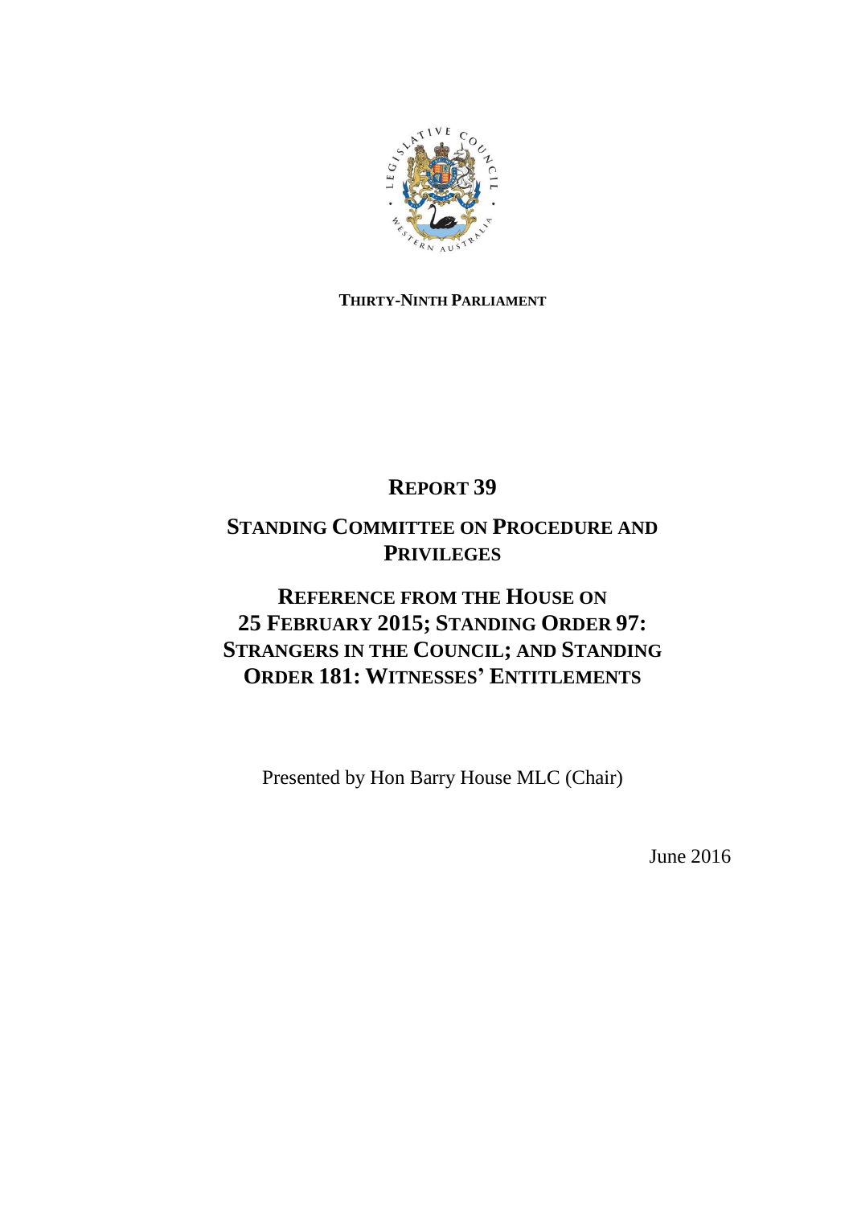**THIRTY-NINTH PARLIAMENT**

# REPORT 39

## STANDING COMMITTEE ON PROCEDURE AND PRIVILEGES

## REFERENCE FROM THE HOUSE ON 25 FEBRUARY 2015; STANDING ORDER 97: STRANGERS IN THE COUNCIL; AND STANDING ORDER 181: WITNESSES' ENTITLEMENTS

Presented by Hon Barry House MLC (Chair)

June 2016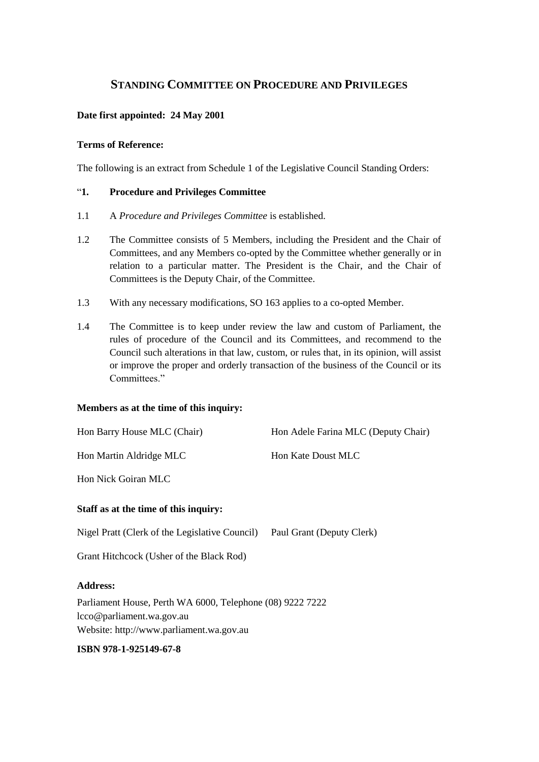# STANDING COMMITTEE ON PROCEDURE AND PRIVILEGES

**Date first appointed: 24 May 2001**

**Terms of Reference:**

The following is an extract from Schedule 1 of the Legislative Council Standing Orders:

"**1. Procedure and Privileges Committee**

1.1 A *Procedure and Privileges Committee* is established.

1.2 The Committee consists of 5 Members, including the President and the Chair of Committees, and any Members co-opted by the Committee whether generally or in relation to a particular matter. The President is the Chair, and the Chair of Committees is the Deputy Chair, of the Committee.

1.3 With any necessary modifications, SO 163 applies to a co-opted Member.

1.4 The Committee is to keep under review the law and custom of Parliament, the rules of procedure of the Council and its Committees, and recommend to the Council such alterations in that law, custom, or rules that, in its opinion, will assist or improve the proper and orderly transaction of the business of the Council or its Committees."

**Members as at the time of this inquiry:**

Hon Barry House MLC (Chair)

Hon Adele Farina MLC (Deputy Chair)

Hon Martin Aldridge MLC

Hon Kate Doust MLC

Hon Nick Goiran MLC

**Staff as at the time of this inquiry:**

Nigel Pratt (Clerk of the Legislative Council)

Paul Grant (Deputy Clerk)

Grant Hitchcock (Usher of the Black Rod)

**Address:**

Parliament House, Perth WA 6000, Telephone (08) 9222 7222
lcco@parliament.wa.gov.au
Website: http://www.parliament.wa.gov.au

**ISBN 978-1-925149-67-8**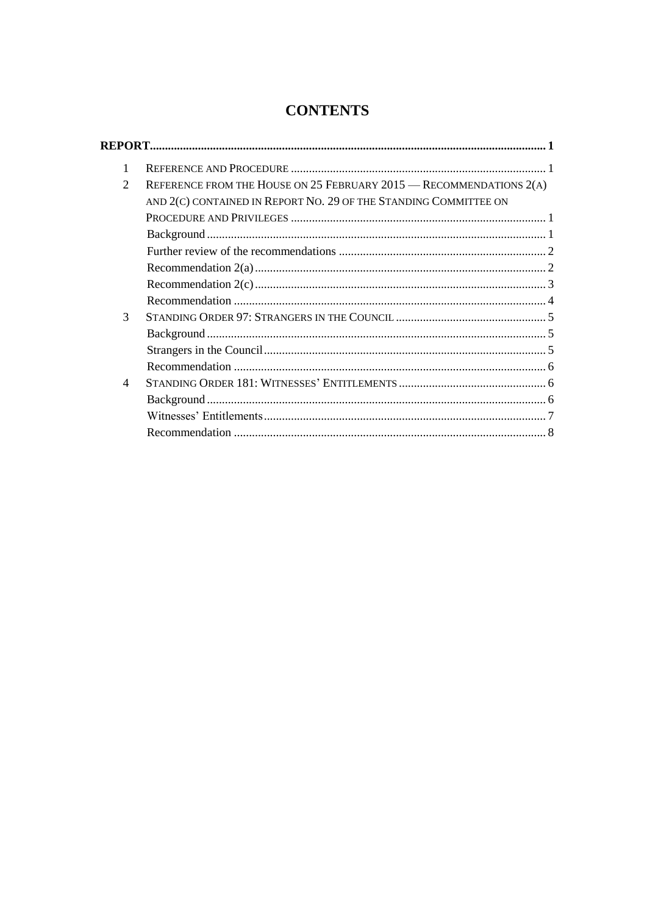# CONTENTS

**REPORT** .......... **1**

1 REFERENCE AND PROCEDURE .......... 1

2 REFERENCE FROM THE HOUSE ON 25 FEBRUARY 2015 — RECOMMENDATIONS 2(A) AND 2(C) CONTAINED IN REPORT NO. 29 OF THE STANDING COMMITTEE ON PROCEDURE AND PRIVILEGES .......... 1

- Background .......... 1
- Further review of the recommendations .......... 2
- Recommendation 2(a) .......... 2
- Recommendation 2(c) .......... 3
- Recommendation .......... 4

3 STANDING ORDER 97: STRANGERS IN THE COUNCIL .......... 5

- Background .......... 5
- Strangers in the Council .......... 5
- Recommendation .......... 6

4 STANDING ORDER 181: WITNESSES' ENTITLEMENTS .......... 6

- Background .......... 6
- Witnesses' Entitlements .......... 7
- Recommendation .......... 8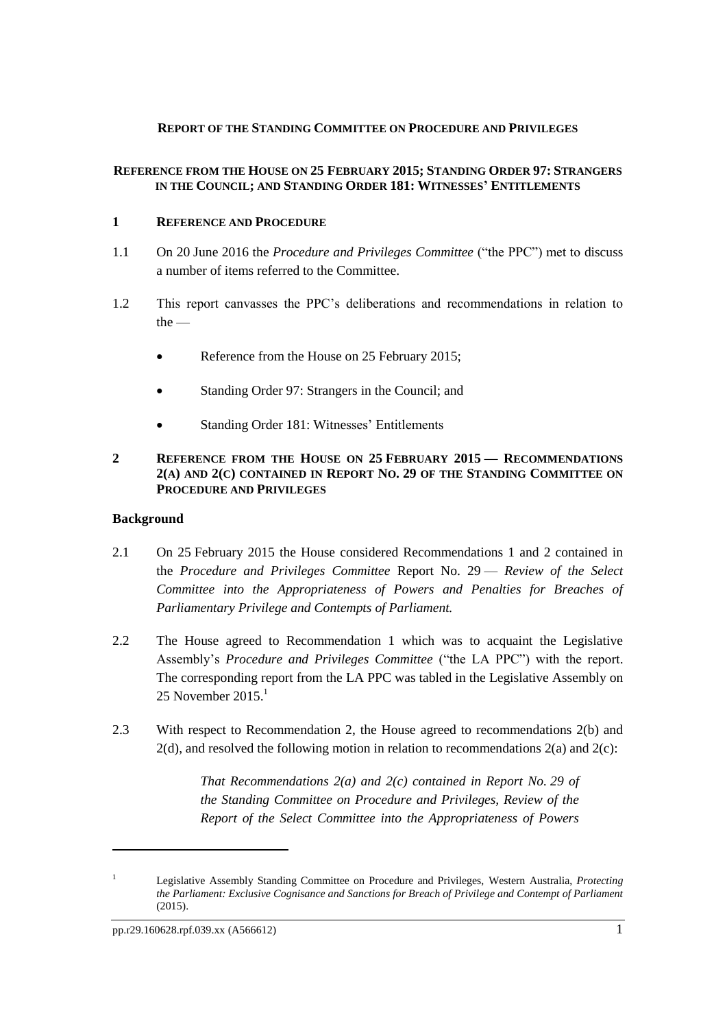**REPORT OF THE STANDING COMMITTEE ON PROCEDURE AND PRIVILEGES**

**REFERENCE FROM THE HOUSE ON 25 FEBRUARY 2015; STANDING ORDER 97: STRANGERS IN THE COUNCIL; AND STANDING ORDER 181: WITNESSES' ENTITLEMENTS**

## 1 REFERENCE AND PROCEDURE

1.1 On 20 June 2016 the *Procedure and Privileges Committee* ("the PPC") met to discuss a number of items referred to the Committee.

1.2 This report canvasses the PPC's deliberations and recommendations in relation to the —

- Reference from the House on 25 February 2015;
- Standing Order 97: Strangers in the Council; and
- Standing Order 181: Witnesses' Entitlements

## 2 REFERENCE FROM THE HOUSE ON 25 FEBRUARY 2015 — RECOMMENDATIONS 2(A) AND 2(C) CONTAINED IN REPORT NO. 29 OF THE STANDING COMMITTEE ON PROCEDURE AND PRIVILEGES

### Background

2.1 On 25 February 2015 the House considered Recommendations 1 and 2 contained in the *Procedure and Privileges Committee* Report No. 29 — *Review of the Select Committee into the Appropriateness of Powers and Penalties for Breaches of Parliamentary Privilege and Contempts of Parliament.*

2.2 The House agreed to Recommendation 1 which was to acquaint the Legislative Assembly's *Procedure and Privileges Committee* ("the LA PPC") with the report. The corresponding report from the LA PPC was tabled in the Legislative Assembly on 25 November 2015.[1]

2.3 With respect to Recommendation 2, the House agreed to recommendations 2(b) and 2(d), and resolved the following motion in relation to recommendations 2(a) and 2(c):

> *That Recommendations 2(a) and 2(c) contained in Report No. 29 of the Standing Committee on Procedure and Privileges, Review of the Report of the Select Committee into the Appropriateness of Powers*

---

[1] Legislative Assembly Standing Committee on Procedure and Privileges, Western Australia, *Protecting the Parliament: Exclusive Cognisance and Sanctions for Breach of Privilege and Contempt of Parliament* (2015).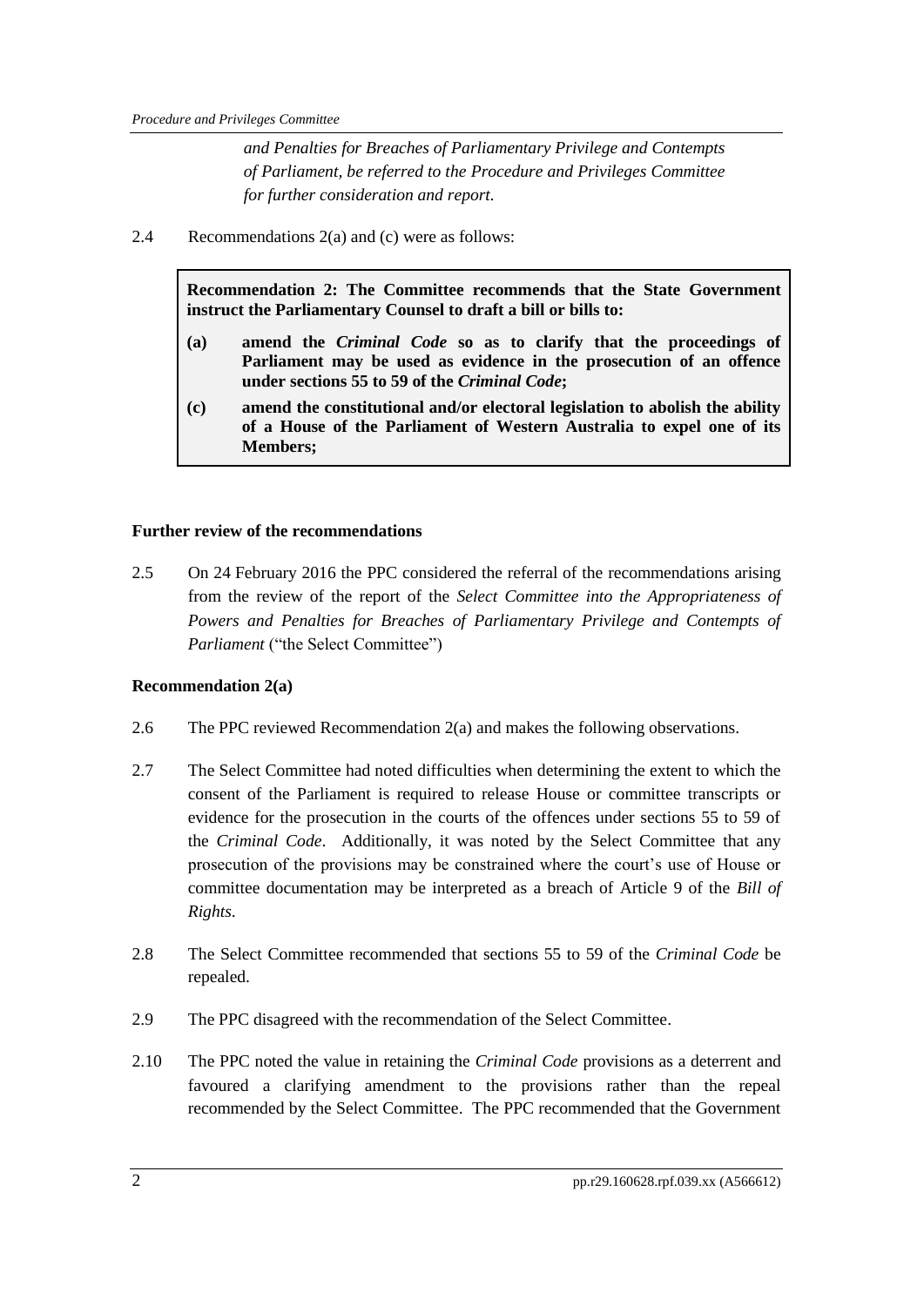*and Penalties for Breaches of Parliamentary Privilege and Contempts of Parliament, be referred to the Procedure and Privileges Committee for further consideration and report.*

2.4 Recommendations 2(a) and (c) were as follows:

> **Recommendation 2: The Committee recommends that the State Government instruct the Parliamentary Counsel to draft a bill or bills to:**
>
> **(a) amend the *Criminal Code* so as to clarify that the proceedings of Parliament may be used as evidence in the prosecution of an offence under sections 55 to 59 of the *Criminal Code*;**
>
> **(c) amend the constitutional and/or electoral legislation to abolish the ability of a House of the Parliament of Western Australia to expel one of its Members;**

### Further review of the recommendations

2.5 On 24 February 2016 the PPC considered the referral of the recommendations arising from the review of the report of the *Select Committee into the Appropriateness of Powers and Penalties for Breaches of Parliamentary Privilege and Contempts of Parliament* ("the Select Committee")

### Recommendation 2(a)

2.6 The PPC reviewed Recommendation 2(a) and makes the following observations.

2.7 The Select Committee had noted difficulties when determining the extent to which the consent of the Parliament is required to release House or committee transcripts or evidence for the prosecution in the courts of the offences under sections 55 to 59 of the *Criminal Code*. Additionally, it was noted by the Select Committee that any prosecution of the provisions may be constrained where the court's use of House or committee documentation may be interpreted as a breach of Article 9 of the *Bill of Rights*.

2.8 The Select Committee recommended that sections 55 to 59 of the *Criminal Code* be repealed.

2.9 The PPC disagreed with the recommendation of the Select Committee.

2.10 The PPC noted the value in retaining the *Criminal Code* provisions as a deterrent and favoured a clarifying amendment to the provisions rather than the repeal recommended by the Select Committee. The PPC recommended that the Government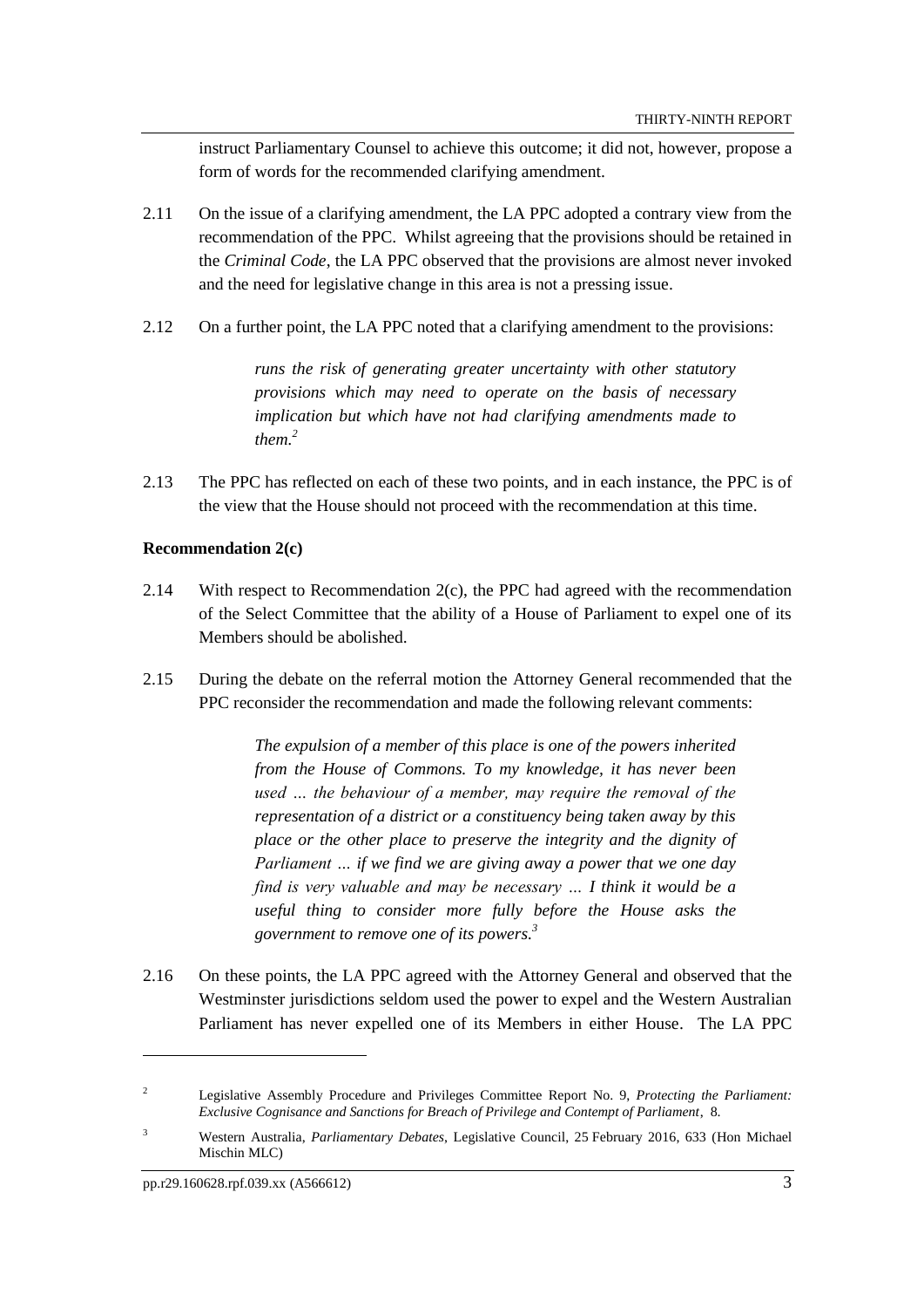instruct Parliamentary Counsel to achieve this outcome; it did not, however, propose a form of words for the recommended clarifying amendment.

2.11 On the issue of a clarifying amendment, the LA PPC adopted a contrary view from the recommendation of the PPC. Whilst agreeing that the provisions should be retained in the *Criminal Code*, the LA PPC observed that the provisions are almost never invoked and the need for legislative change in this area is not a pressing issue.

2.12 On a further point, the LA PPC noted that a clarifying amendment to the provisions:

> *runs the risk of generating greater uncertainty with other statutory provisions which may need to operate on the basis of necessary implication but which have not had clarifying amendments made to them.*[2]

2.13 The PPC has reflected on each of these two points, and in each instance, the PPC is of the view that the House should not proceed with the recommendation at this time.

**Recommendation 2(c)**

2.14 With respect to Recommendation 2(c), the PPC had agreed with the recommendation of the Select Committee that the ability of a House of Parliament to expel one of its Members should be abolished.

2.15 During the debate on the referral motion the Attorney General recommended that the PPC reconsider the recommendation and made the following relevant comments:

> *The expulsion of a member of this place is one of the powers inherited from the House of Commons. To my knowledge, it has never been used … the behaviour of a member, may require the removal of the representation of a district or a constituency being taken away by this place or the other place to preserve the integrity and the dignity of Parliament … if we find we are giving away a power that we one day find is very valuable and may be necessary … I think it would be a useful thing to consider more fully before the House asks the government to remove one of its powers.*[3]

2.16 On these points, the LA PPC agreed with the Attorney General and observed that the Westminster jurisdictions seldom used the power to expel and the Western Australian Parliament has never expelled one of its Members in either House. The LA PPC

---

[2] Legislative Assembly Procedure and Privileges Committee Report No. 9, *Protecting the Parliament: Exclusive Cognisance and Sanctions for Breach of Privilege and Contempt of Parliament*, 8.

[3] Western Australia, *Parliamentary Debates*, Legislative Council, 25 February 2016, 633 (Hon Michael Mischin MLC)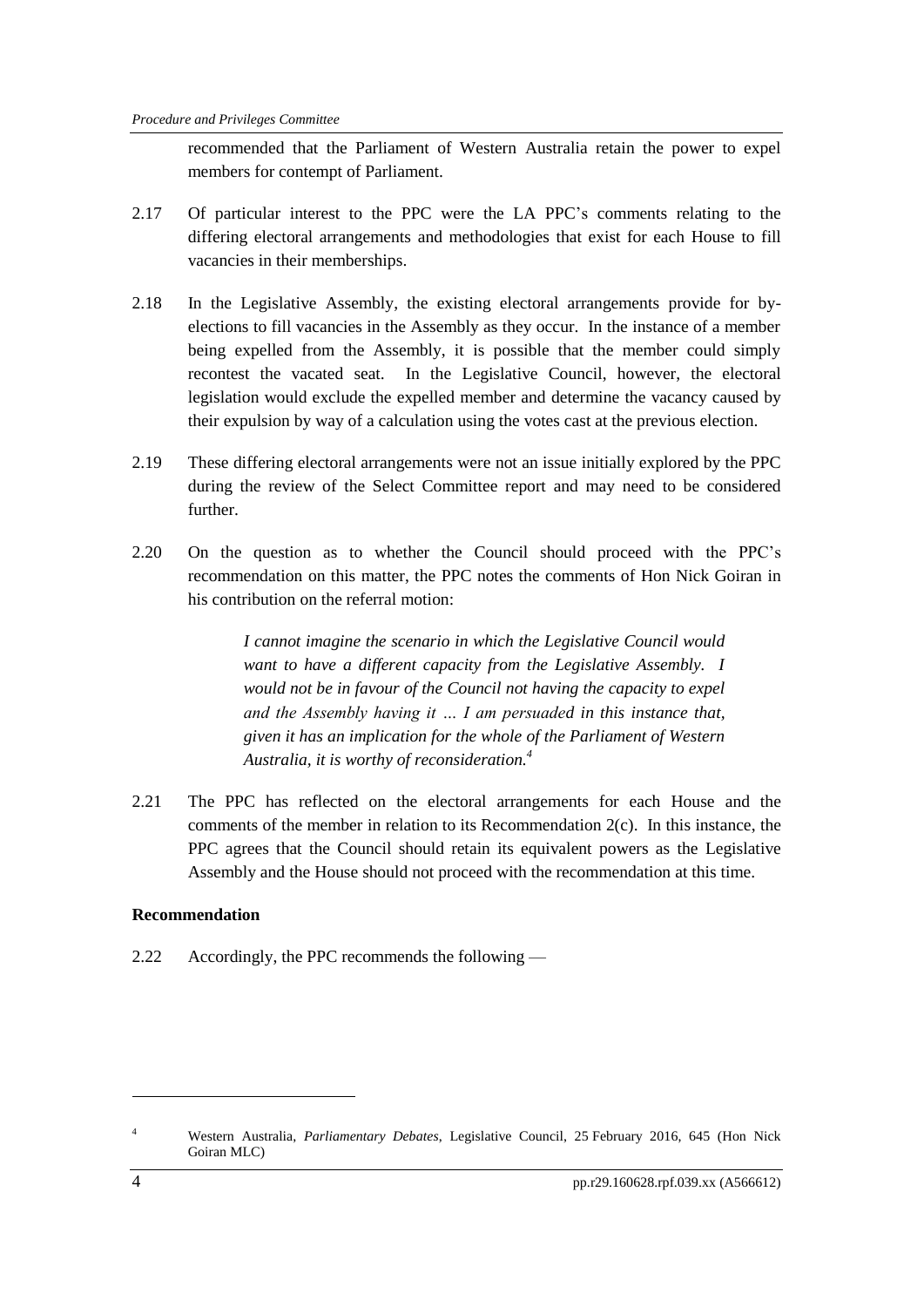recommended that the Parliament of Western Australia retain the power to expel members for contempt of Parliament.

2.17 Of particular interest to the PPC were the LA PPC's comments relating to the differing electoral arrangements and methodologies that exist for each House to fill vacancies in their memberships.

2.18 In the Legislative Assembly, the existing electoral arrangements provide for by-elections to fill vacancies in the Assembly as they occur. In the instance of a member being expelled from the Assembly, it is possible that the member could simply recontest the vacated seat. In the Legislative Council, however, the electoral legislation would exclude the expelled member and determine the vacancy caused by their expulsion by way of a calculation using the votes cast at the previous election.

2.19 These differing electoral arrangements were not an issue initially explored by the PPC during the review of the Select Committee report and may need to be considered further.

2.20 On the question as to whether the Council should proceed with the PPC's recommendation on this matter, the PPC notes the comments of Hon Nick Goiran in his contribution on the referral motion:

> *I cannot imagine the scenario in which the Legislative Council would want to have a different capacity from the Legislative Assembly. I would not be in favour of the Council not having the capacity to expel and the Assembly having it … I am persuaded in this instance that, given it has an implication for the whole of the Parliament of Western Australia, it is worthy of reconsideration.*[4]

2.21 The PPC has reflected on the electoral arrangements for each House and the comments of the member in relation to its Recommendation 2(c). In this instance, the PPC agrees that the Council should retain its equivalent powers as the Legislative Assembly and the House should not proceed with the recommendation at this time.

**Recommendation**

2.22 Accordingly, the PPC recommends the following —

---

[4] Western Australia, *Parliamentary Debates*, Legislative Council, 25 February 2016, 645 (Hon Nick Goiran MLC)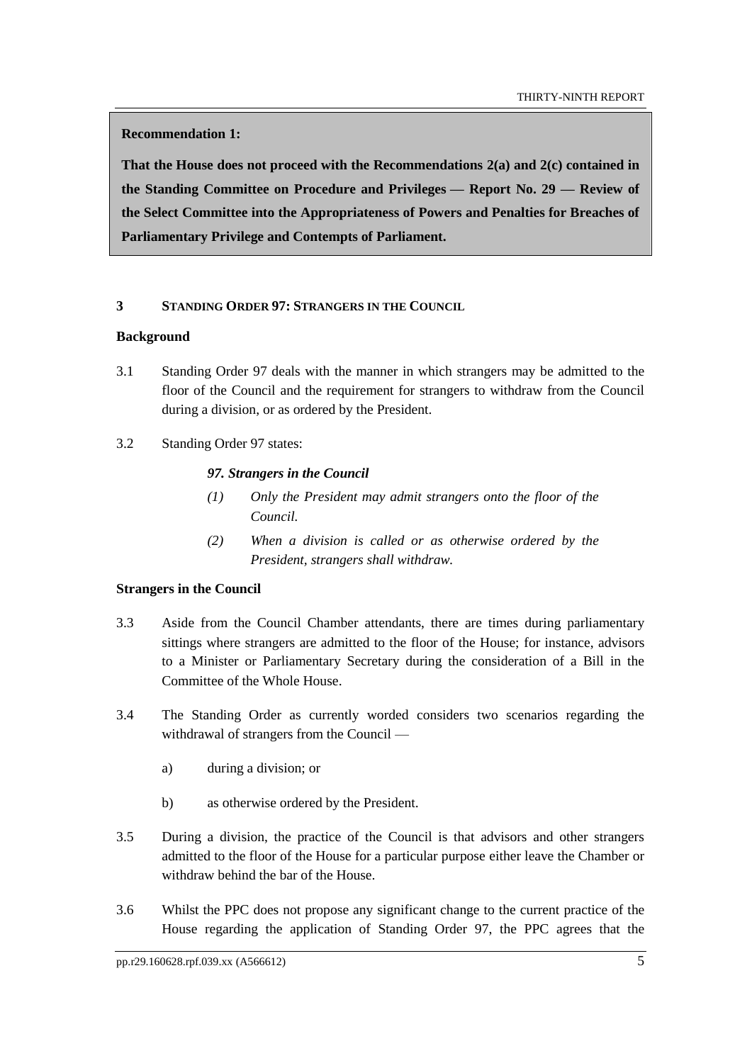**Recommendation 1:**

**That the House does not proceed with the Recommendations 2(a) and 2(c) contained in the Standing Committee on Procedure and Privileges — Report No. 29 — Review of the Select Committee into the Appropriateness of Powers and Penalties for Breaches of Parliamentary Privilege and Contempts of Parliament.**

## 3 STANDING ORDER 97: STRANGERS IN THE COUNCIL

### Background

3.1 Standing Order 97 deals with the manner in which strangers may be admitted to the floor of the Council and the requirement for strangers to withdraw from the Council during a division, or as ordered by the President.

3.2 Standing Order 97 states:

> ***97. Strangers in the Council***
>
> *(1) Only the President may admit strangers onto the floor of the Council.*
>
> *(2) When a division is called or as otherwise ordered by the President, strangers shall withdraw.*

### Strangers in the Council

3.3 Aside from the Council Chamber attendants, there are times during parliamentary sittings where strangers are admitted to the floor of the House; for instance, advisors to a Minister or Parliamentary Secretary during the consideration of a Bill in the Committee of the Whole House.

3.4 The Standing Order as currently worded considers two scenarios regarding the withdrawal of strangers from the Council —

- a) during a division; or
- b) as otherwise ordered by the President.

3.5 During a division, the practice of the Council is that advisors and other strangers admitted to the floor of the House for a particular purpose either leave the Chamber or withdraw behind the bar of the House.

3.6 Whilst the PPC does not propose any significant change to the current practice of the House regarding the application of Standing Order 97, the PPC agrees that the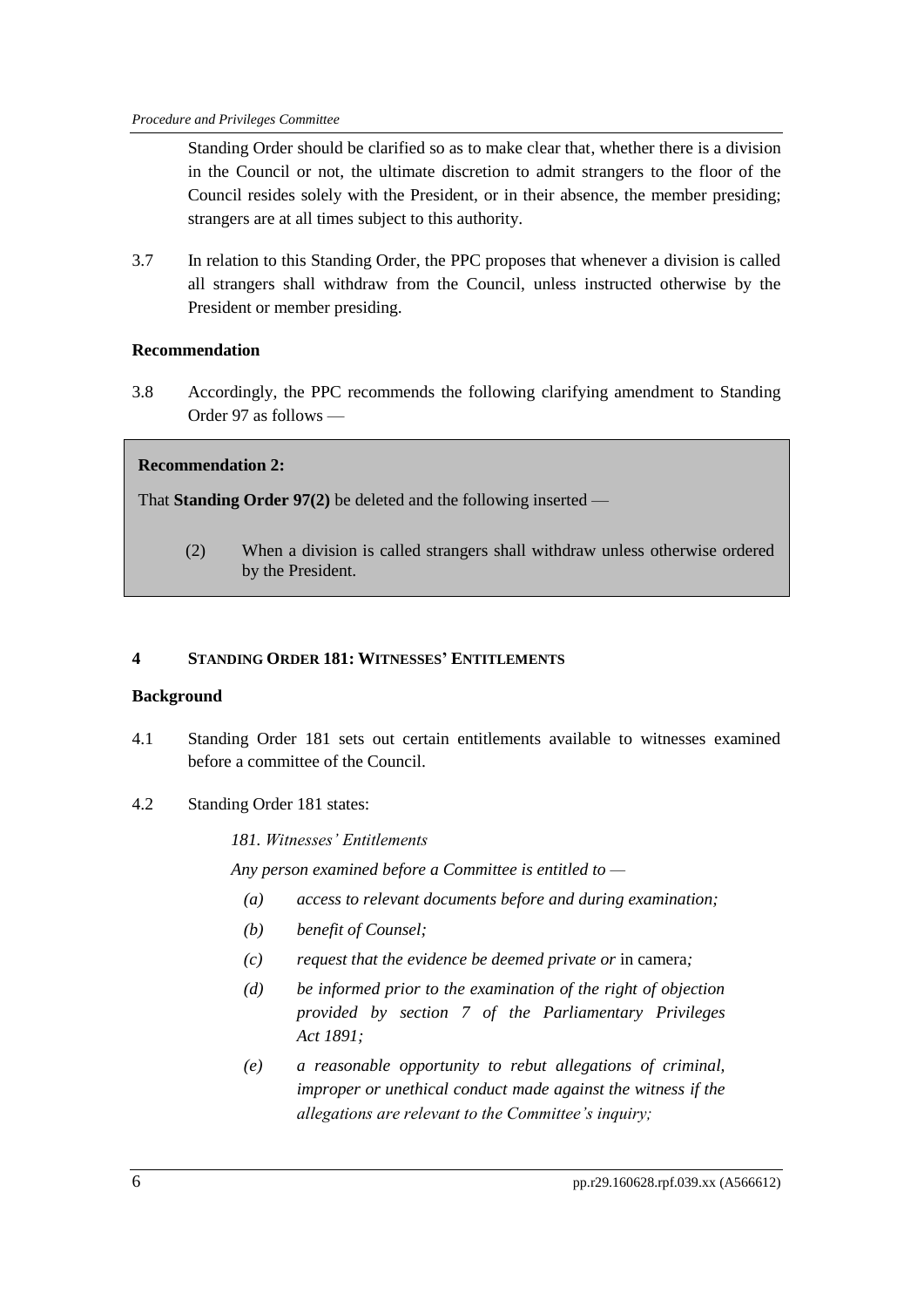Standing Order should be clarified so as to make clear that, whether there is a division in the Council or not, the ultimate discretion to admit strangers to the floor of the Council resides solely with the President, or in their absence, the member presiding; strangers are at all times subject to this authority.

3.7 In relation to this Standing Order, the PPC proposes that whenever a division is called all strangers shall withdraw from the Council, unless instructed otherwise by the President or member presiding.

**Recommendation**

3.8 Accordingly, the PPC recommends the following clarifying amendment to Standing Order 97 as follows —

> **Recommendation 2:**
>
> That **Standing Order 97(2)** be deleted and the following inserted —
>
> (2) When a division is called strangers shall withdraw unless otherwise ordered by the President.

## 4 STANDING ORDER 181: WITNESSES' ENTITLEMENTS

**Background**

4.1 Standing Order 181 sets out certain entitlements available to witnesses examined before a committee of the Council.

4.2 Standing Order 181 states:

*181. Witnesses' Entitlements*

*Any person examined before a Committee is entitled to —*

- *(a) access to relevant documents before and during examination;*
- *(b) benefit of Counsel;*
- *(c) request that the evidence be deemed private or* in camera*;*
- *(d) be informed prior to the examination of the right of objection provided by section 7 of the Parliamentary Privileges Act 1891;*
- *(e) a reasonable opportunity to rebut allegations of criminal, improper or unethical conduct made against the witness if the allegations are relevant to the Committee's inquiry;*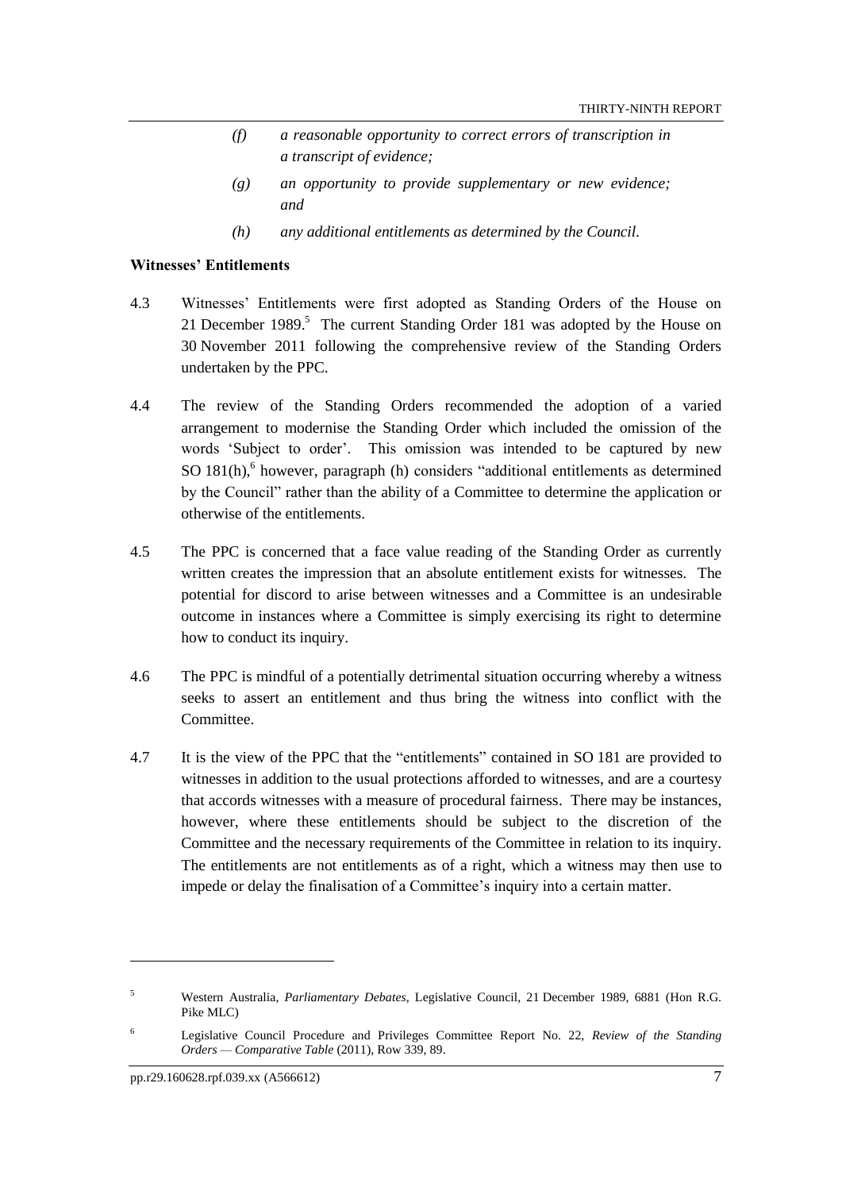*(f) a reasonable opportunity to correct errors of transcription in a transcript of evidence;*

*(g) an opportunity to provide supplementary or new evidence; and*

*(h) any additional entitlements as determined by the Council.*

**Witnesses' Entitlements**

4.3 Witnesses' Entitlements were first adopted as Standing Orders of the House on 21 December 1989.[5] The current Standing Order 181 was adopted by the House on 30 November 2011 following the comprehensive review of the Standing Orders undertaken by the PPC.

4.4 The review of the Standing Orders recommended the adoption of a varied arrangement to modernise the Standing Order which included the omission of the words 'Subject to order'. This omission was intended to be captured by new SO 181(h),[6] however, paragraph (h) considers "additional entitlements as determined by the Council" rather than the ability of a Committee to determine the application or otherwise of the entitlements.

4.5 The PPC is concerned that a face value reading of the Standing Order as currently written creates the impression that an absolute entitlement exists for witnesses. The potential for discord to arise between witnesses and a Committee is an undesirable outcome in instances where a Committee is simply exercising its right to determine how to conduct its inquiry.

4.6 The PPC is mindful of a potentially detrimental situation occurring whereby a witness seeks to assert an entitlement and thus bring the witness into conflict with the Committee.

4.7 It is the view of the PPC that the "entitlements" contained in SO 181 are provided to witnesses in addition to the usual protections afforded to witnesses, and are a courtesy that accords witnesses with a measure of procedural fairness. There may be instances, however, where these entitlements should be subject to the discretion of the Committee and the necessary requirements of the Committee in relation to its inquiry. The entitlements are not entitlements as of a right, which a witness may then use to impede or delay the finalisation of a Committee's inquiry into a certain matter.

---

[5] Western Australia, *Parliamentary Debates*, Legislative Council, 21 December 1989, 6881 (Hon R.G. Pike MLC)

[6] Legislative Council Procedure and Privileges Committee Report No. 22, *Review of the Standing Orders — Comparative Table* (2011), Row 339, 89.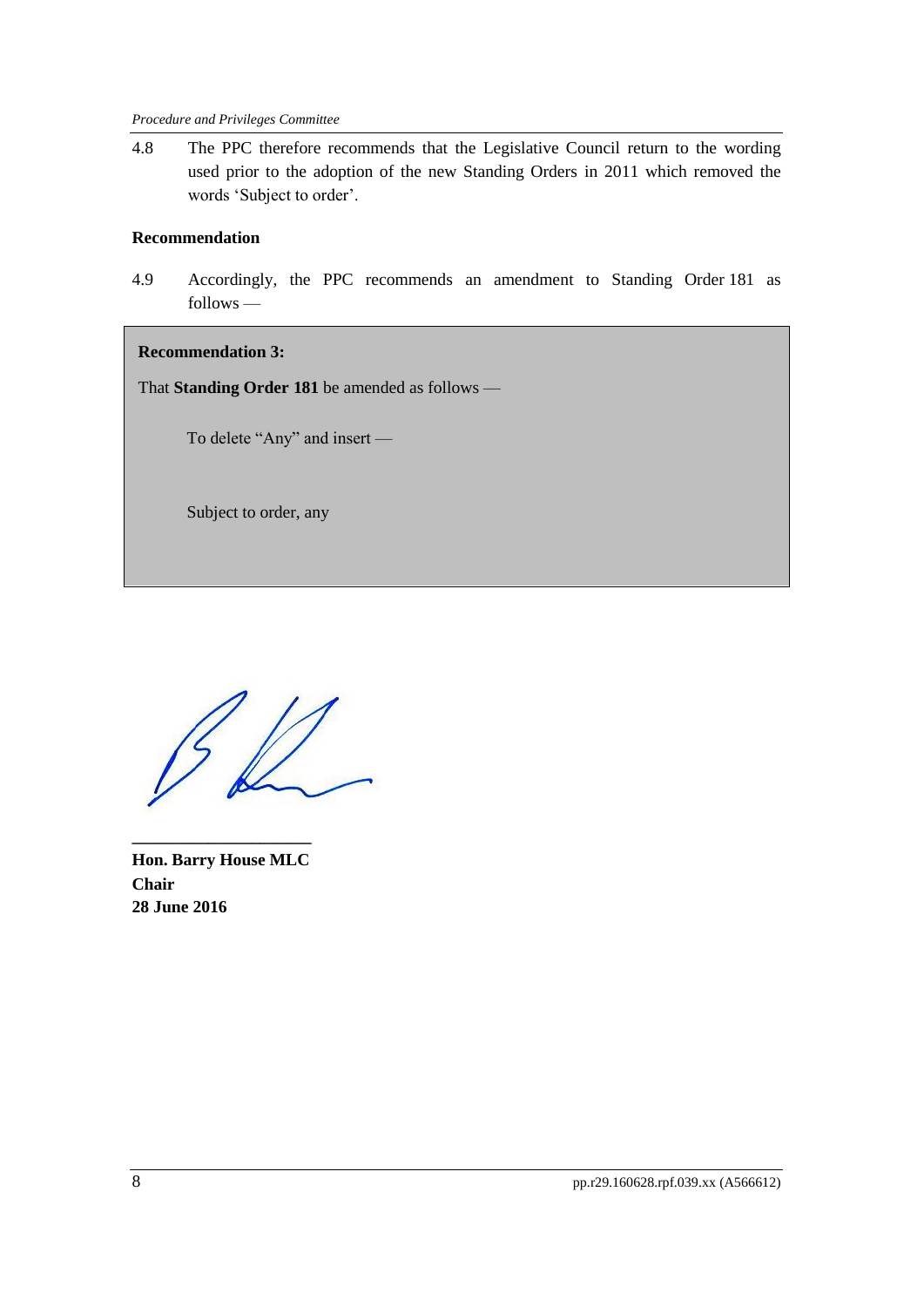4.8 The PPC therefore recommends that the Legislative Council return to the wording used prior to the adoption of the new Standing Orders in 2011 which removed the words 'Subject to order'.

**Recommendation**

4.9 Accordingly, the PPC recommends an amendment to Standing Order 181 as follows —

> **Recommendation 3:**
>
> That **Standing Order 181** be amended as follows —
>
> To delete "Any" and insert —
>
> Subject to order, any

____________________

**Hon. Barry House MLC**
**Chair**
**28 June 2016**